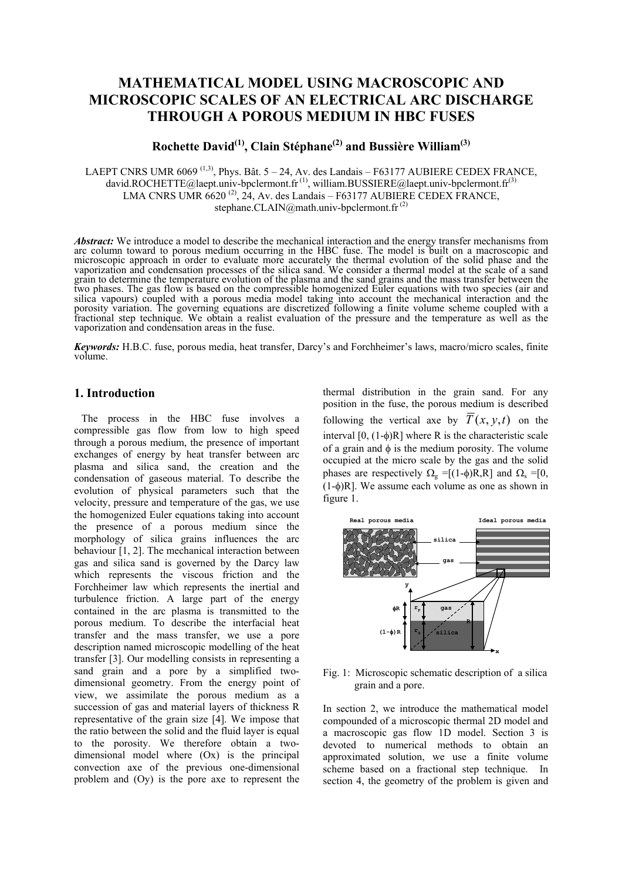# MATHEMATICAL MODEL USING MACROSCOPIC AND MICROSCOPIC SCALES OF AN ELECTRICAL ARC DISCHARGE THROUGH A POROUS MEDIUM IN HBC FUSES

**Rochette David[(1)], Clain Stéphane[(2)] and Bussière William[(3)]**

LAEPT CNRS UMR 6069 [(1,3)], Phys. Bât. 5 – 24, Av. des Landais – F63177 AUBIERE CEDEX FRANCE, david.ROCHETTE@laept.univ-bpclermont.fr [(1)], william.BUSSIERE@laept.univ-bpclermont.fr[(3)]
LMA CNRS UMR 6620 [(2)], 24, Av. des Landais – F63177 AUBIERE CEDEX FRANCE, stephane.CLAIN@math.univ-bpclermont.fr [(2)]

***Abstract:*** We introduce a model to describe the mechanical interaction and the energy transfer mechanisms from arc column toward to porous medium occurring in the HBC fuse. The model is built on a macroscopic and microscopic approach in order to evaluate more accurately the thermal evolution of the solid phase and the vaporization and condensation processes of the silica sand. We consider a thermal model at the scale of a sand grain to determine the temperature evolution of the plasma and the sand grains and the mass transfer between the two phases. The gas flow is based on the compressible homogenized Euler equations with two species (air and silica vapours) coupled with a porous media model taking into account the mechanical interaction and the porosity variation. The governing equations are discretized following a finite volume scheme coupled with a fractional step technique. We obtain a realist evaluation of the pressure and the temperature as well as the vaporization and condensation areas in the fuse.

***Keywords:*** H.B.C. fuse, porous media, heat transfer, Darcy's and Forchheimer's laws, macro/micro scales, finite volume.

## 1. Introduction

The process in the HBC fuse involves a compressible gas flow from low to high speed through a porous medium, the presence of important exchanges of energy by heat transfer between arc plasma and silica sand, the creation and the condensation of gaseous material. To describe the evolution of physical parameters such that the velocity, pressure and temperature of the gas, we use the homogenized Euler equations taking into account the presence of a porous medium since the morphology of silica grains influences the arc behaviour [1, 2]. The mechanical interaction between gas and silica sand is governed by the Darcy law which represents the viscous friction and the Forchheimer law which represents the inertial and turbulence friction. A large part of the energy contained in the arc plasma is transmitted to the porous medium. To describe the interfacial heat transfer and the mass transfer, we use a pore description named microscopic modelling of the heat transfer [3]. Our modelling consists in representing a sand grain and a pore by a simplified two-dimensional geometry. From the energy point of view, we assimilate the porous medium as a succession of gas and material layers of thickness R representative of the grain size [4]. We impose that the ratio between the solid and the fluid layer is equal to the porosity. We therefore obtain a two-dimensional model where (Ox) is the principal convection axe of the previous one-dimensional problem and (Oy) is the pore axe to represent the thermal distribution in the grain sand. For any position in the fuse, the porous medium is described following the vertical axe by $\overline{T}(x, y, t)$ on the interval $[0, (1-\phi)R]$ where R is the characteristic scale of a grain and $\phi$ is the medium porosity. The volume occupied at the micro scale by the gas and the solid phases are respectively $\Omega_g = [(1-\phi)R, R]$ and $\Omega_s = [0, (1-\phi)R]$. We assume each volume as one as shown in figure 1.

Fig. 1: Microscopic schematic description of a silica grain and a pore.

In section 2, we introduce the mathematical model compounded of a microscopic thermal 2D model and a macroscopic gas flow 1D model. Section 3 is devoted to numerical methods to obtain an approximated solution, we use a finite volume scheme based on a fractional step technique. In section 4, the geometry of the problem is given and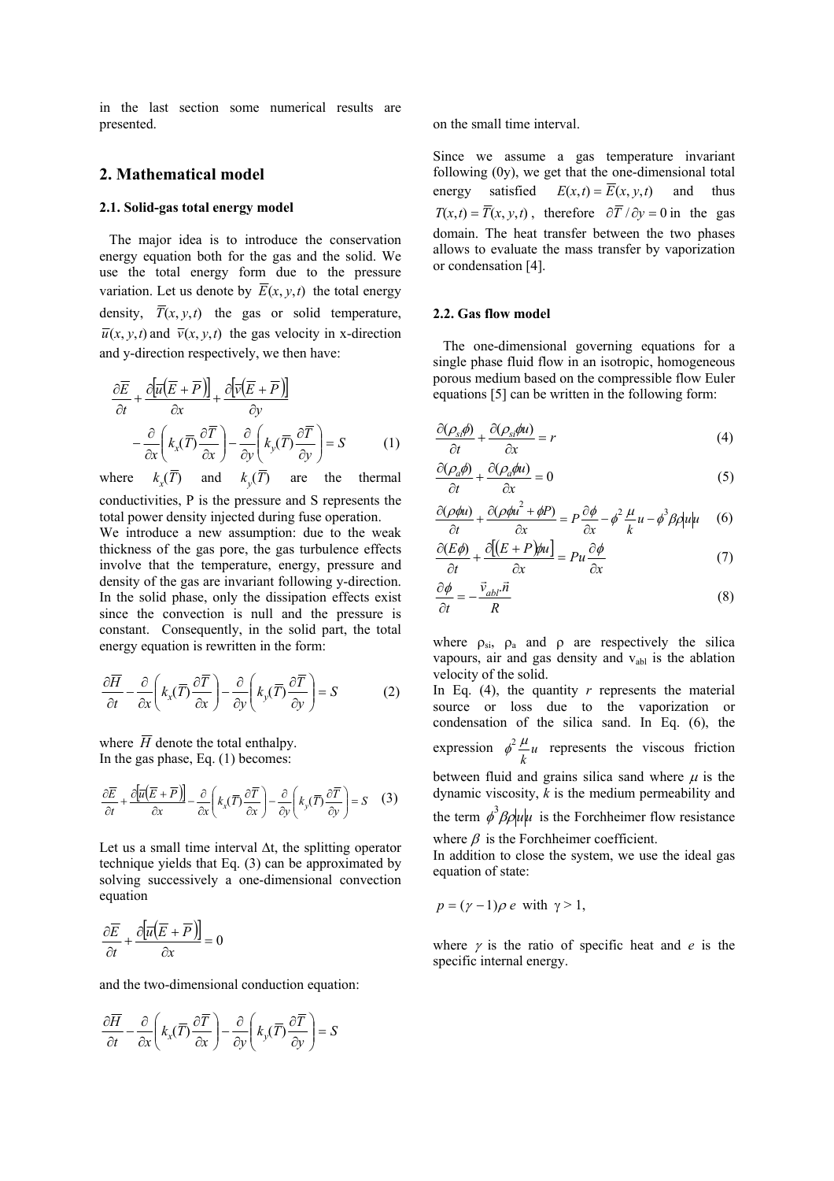in the last section some numerical results are presented.

## 2. Mathematical model

### 2.1. Solid-gas total energy model

The major idea is to introduce the conservation energy equation both for the gas and the solid. We use the total energy form due to the pressure variation. Let us denote by $\overline{E}(x,y,t)$ the total energy density, $\overline{T}(x,y,t)$ the gas or solid temperature, $\overline{u}(x,y,t)$ and $\overline{v}(x,y,t)$ the gas velocity in x-direction and y-direction respectively, we then have:

$$\frac{\partial \overline{E}}{\partial t} + \frac{\partial\left[\overline{u}\left(\overline{E}+\overline{P}\right)\right]}{\partial x} + \frac{\partial\left[\overline{v}\left(\overline{E}+\overline{P}\right)\right]}{\partial y} - \frac{\partial}{\partial x}\left(k_x(\overline{T})\frac{\partial \overline{T}}{\partial x}\right) - \frac{\partial}{\partial y}\left(k_y(\overline{T})\frac{\partial \overline{T}}{\partial y}\right) = S \qquad (1)$$

where $k_x(\overline{T})$ and $k_y(\overline{T})$ are the thermal conductivities, P is the pressure and S represents the total power density injected during fuse operation.

We introduce a new assumption: due to the weak thickness of the gas pore, the gas turbulence effects involve that the temperature, energy, pressure and density of the gas are invariant following y-direction. In the solid phase, only the dissipation effects exist since the convection is null and the pressure is constant. Consequently, in the solid part, the total energy equation is rewritten in the form:

$$\frac{\partial \overline{H}}{\partial t} - \frac{\partial}{\partial x}\left(k_x(\overline{T})\frac{\partial \overline{T}}{\partial x}\right) - \frac{\partial}{\partial y}\left(k_y(\overline{T})\frac{\partial \overline{T}}{\partial y}\right) = S \qquad (2)$$

where $\overline{H}$ denote the total enthalpy.
In the gas phase, Eq. (1) becomes:

$$\frac{\partial \overline{E}}{\partial t} + \frac{\partial\left[\overline{u}\left(\overline{E}+\overline{P}\right)\right]}{\partial x} - \frac{\partial}{\partial x}\left(k_x(\overline{T})\frac{\partial \overline{T}}{\partial x}\right) - \frac{\partial}{\partial y}\left(k_y(\overline{T})\frac{\partial \overline{T}}{\partial y}\right) = S \qquad (3)$$

Let us a small time interval $\Delta t$, the splitting operator technique yields that Eq. (3) can be approximated by solving successively a one-dimensional convection equation

$$\frac{\partial \overline{E}}{\partial t} + \frac{\partial\left[\overline{u}\left(\overline{E}+\overline{P}\right)\right]}{\partial x} = 0$$

and the two-dimensional conduction equation:

$$\frac{\partial \overline{H}}{\partial t} - \frac{\partial}{\partial x}\left(k_x(\overline{T})\frac{\partial \overline{T}}{\partial x}\right) - \frac{\partial}{\partial y}\left(k_y(\overline{T})\frac{\partial \overline{T}}{\partial y}\right) = S$$

on the small time interval.

Since we assume a gas temperature invariant following (0y), we get that the one-dimensional total energy satisfied $E(x,t) = \overline{E}(x,y,t)$ and thus $T(x,t) = \overline{T}(x,y,t)$, therefore $\partial \overline{T} / \partial y = 0$ in the gas domain. The heat transfer between the two phases allows to evaluate the mass transfer by vaporization or condensation [4].

### 2.2. Gas flow model

The one-dimensional governing equations for a single phase fluid flow in an isotropic, homogeneous porous medium based on the compressible flow Euler equations [5] can be written in the following form:

$$\frac{\partial(\rho_{si}\phi)}{\partial t} + \frac{\partial(\rho_{si}\phi u)}{\partial x} = r \qquad (4)$$

$$\frac{\partial(\rho_a\phi)}{\partial t} + \frac{\partial(\rho_a\phi u)}{\partial x} = 0 \qquad (5)$$

$$\frac{\partial(\rho\phi u)}{\partial t} + \frac{\partial(\rho\phi u^2 + \phi P)}{\partial x} = P\frac{\partial \phi}{\partial x} - \phi^2\frac{\mu}{k}u - \phi^3\beta\rho|u|u \qquad (6)$$

$$\frac{\partial(E\phi)}{\partial t} + \frac{\partial\left[(E+P)\phi u\right]}{\partial x} = Pu\frac{\partial \phi}{\partial x} \qquad (7)$$

$$\frac{\partial \phi}{\partial t} = -\frac{\vec{v}_{abl}.\vec{n}}{R} \qquad (8)$$

where $\rho_{si}$, $\rho_a$ and $\rho$ are respectively the silica vapours, air and gas density and $v_{abl}$ is the ablation velocity of the solid.

In Eq. (4), the quantity $r$ represents the material source or loss due to the vaporization or condensation of the silica sand. In Eq. (6), the expression $\phi^2\frac{\mu}{k}u$ represents the viscous friction between fluid and grains silica sand where $\mu$ is the dynamic viscosity, $k$ is the medium permeability and the term $\phi^3\beta\rho|u|u$ is the Forchheimer flow resistance where $\beta$ is the Forchheimer coefficient.

In addition to close the system, we use the ideal gas equation of state:

$$p = (\gamma - 1)\rho\, e \ \text{ with } \ \gamma > 1,$$

where $\gamma$ is the ratio of specific heat and $e$ is the specific internal energy.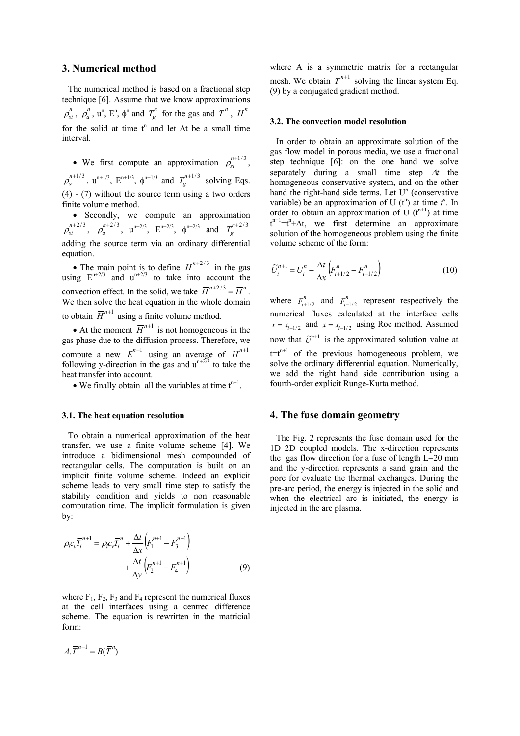## 3. Numerical method

The numerical method is based on a fractional step technique [6]. Assume that we know approximations $\rho_{si}^{n}$, $\rho_{a}^{n}$, $u^n$, $E^n$, $\phi^n$ and $T_g^n$ for the gas and $\overline{T}^n$, $\overline{H}^n$ for the solid at time $t^n$ and let $\Delta t$ be a small time interval.

- We first compute an approximation $\rho_{si}^{n+1/3}$, $\rho_{a}^{n+1/3}$, $u^{n+1/3}$, $E^{n+1/3}$, $\phi^{n+1/3}$ and $T_g^{n+1/3}$ solving Eqs. (4) - (7) without the source term using a two orders finite volume method.
- Secondly, we compute an approximation $\rho_{si}^{n+2/3}$, $\rho_{a}^{n+2/3}$, $u^{n+2/3}$, $E^{n+2/3}$, $\phi^{n+2/3}$ and $T_g^{n+2/3}$ adding the source term via an ordinary differential equation.
- The main point is to define $\overline{H}^{n+2/3}$ in the gas using $E^{n+2/3}$ and $u^{n+2/3}$ to take into account the convection effect. In the solid, we take $\overline{H}^{n+2/3} = \overline{H}^{n}$. We then solve the heat equation in the whole domain to obtain $\overline{H}^{n+1}$ using a finite volume method.
- At the moment $\overline{H}^{n+1}$ is not homogeneous in the gas phase due to the diffusion process. Therefore, we compute a new $E^{n+1}$ using an average of $\overline{H}^{n+1}$ following y-direction in the gas and $u^{n+2/3}$ to take the heat transfer into account.
- We finally obtain all the variables at time $t^{n+1}$.

### 3.1. The heat equation resolution

To obtain a numerical approximation of the heat transfer, we use a finite volume scheme [4]. We introduce a bidimensional mesh compounded of rectangular cells. The computation is built on an implicit finite volume scheme. Indeed an explicit scheme leads to very small time step to satisfy the stability condition and yields to non reasonable computation time. The implicit formulation is given by:

$$\rho_i c_v \overline{T}_i^{n+1} = \rho_i c_v \overline{T}_i^{n} + \frac{\Delta t}{\Delta x}\left(F_1^{n+1} - F_3^{n+1}\right) + \frac{\Delta t}{\Delta y}\left(F_2^{n+1} - F_4^{n+1}\right) \tag{9}$$

where $F_1$, $F_2$, $F_3$ and $F_4$ represent the numerical fluxes at the cell interfaces using a centred difference scheme. The equation is rewritten in the matricial form:

$$A.\overline{T}^{n+1} = B(\overline{T}^{n})$$

where A is a symmetric matrix for a rectangular mesh. We obtain $\overline{T}^{n+1}$ solving the linear system Eq. (9) by a conjugated gradient method.

### 3.2. The convection model resolution

In order to obtain an approximate solution of the gas flow model in porous media, we use a fractional step technique [6]: on the one hand we solve separately during a small time step $\Delta t$ the homogeneous conservative system, and on the other hand the right-hand side terms. Let $U^n$ (conservative variable) be an approximation of U ($t^n$) at time $t^n$. In order to obtain an approximation of U ($t^{n+1}$) at time $t^{n+1}=t^n+\Delta t$, we first determine an approximate solution of the homogeneous problem using the finite volume scheme of the form:

$$\tilde{U}_i^{n+1} = U_i^{n} - \frac{\Delta t}{\Delta x}\left(F_{i+1/2}^{n} - F_{i-1/2}^{n}\right) \tag{10}$$

where $F_{i+1/2}^{n}$ and $F_{i-1/2}^{n}$ represent respectively the numerical fluxes calculated at the interface cells $x = x_{i+1/2}$ and $x = x_{i-1/2}$ using Roe method. Assumed now that $\tilde{U}^{n+1}$ is the approximated solution value at $t=t^{n+1}$ of the previous homogeneous problem, we solve the ordinary differential equation. Numerically, we add the right hand side contribution using a fourth-order explicit Runge-Kutta method.

## 4. The fuse domain geometry

The Fig. 2 represents the fuse domain used for the 1D 2D coupled models. The x-direction represents the gas flow direction for a fuse of length L=20 mm and the y-direction represents a sand grain and the pore for evaluate the thermal exchanges. During the pre-arc period, the energy is injected in the solid and when the electrical arc is initiated, the energy is injected in the arc plasma.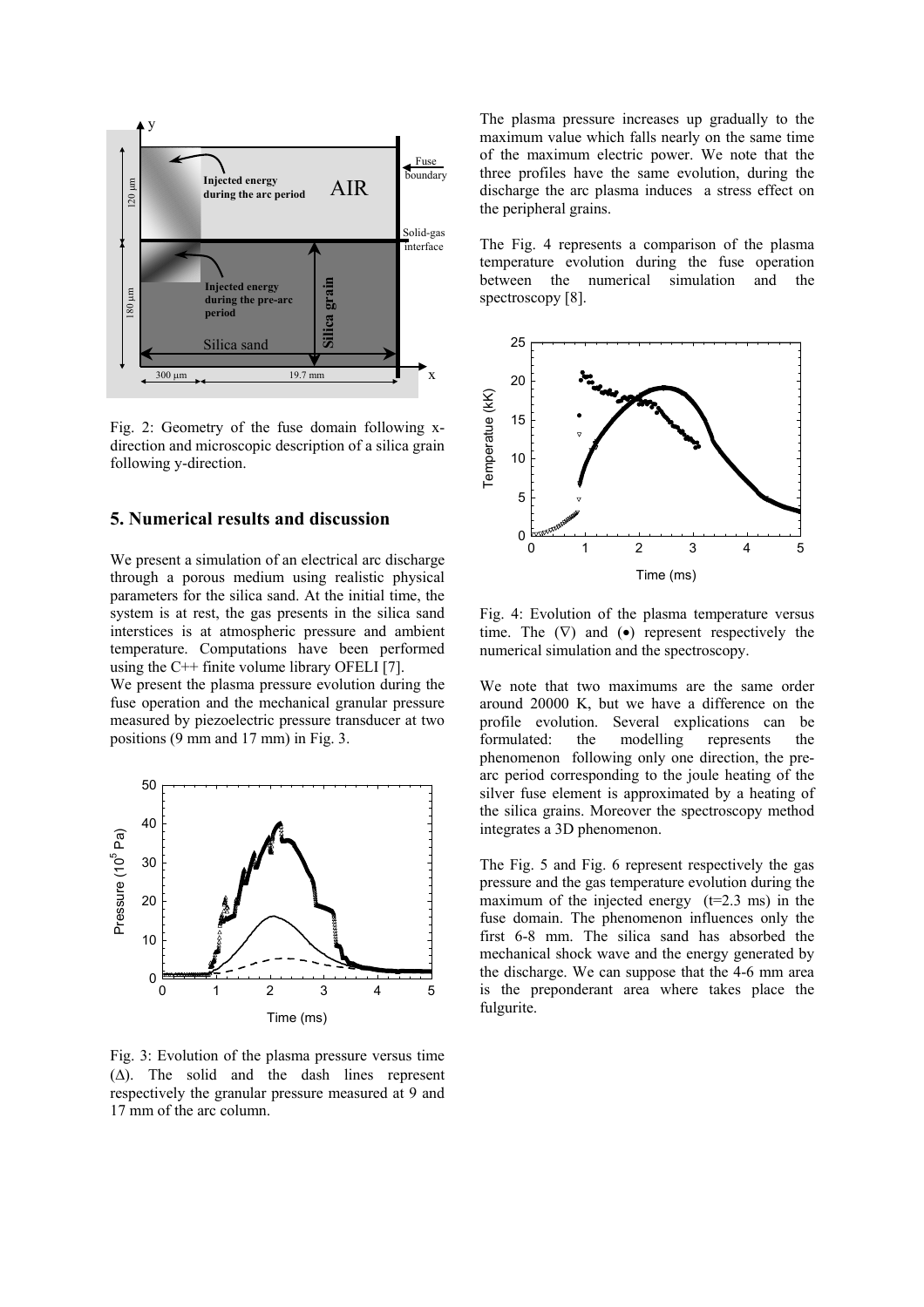Fig. 2: Geometry of the fuse domain following x-direction and microscopic description of a silica grain following y-direction.

## 5. Numerical results and discussion

We present a simulation of an electrical arc discharge through a porous medium using realistic physical parameters for the silica sand. At the initial time, the system is at rest, the gas presents in the silica sand interstices is at atmospheric pressure and ambient temperature. Computations have been performed using the C++ finite volume library OFELI [7].

We present the plasma pressure evolution during the fuse operation and the mechanical granular pressure measured by piezoelectric pressure transducer at two positions (9 mm and 17 mm) in Fig. 3.

Fig. 3: Evolution of the plasma pressure versus time (Δ). The solid and the dash lines represent respectively the granular pressure measured at 9 and 17 mm of the arc column.

The plasma pressure increases up gradually to the maximum value which falls nearly on the same time of the maximum electric power. We note that the three profiles have the same evolution, during the discharge the arc plasma induces a stress effect on the peripheral grains.

The Fig. 4 represents a comparison of the plasma temperature evolution during the fuse operation between the numerical simulation and the spectroscopy [8].

Fig. 4: Evolution of the plasma temperature versus time. The (∇) and (•) represent respectively the numerical simulation and the spectroscopy.

We note that two maximums are the same order around 20000 K, but we have a difference on the profile evolution. Several explications can be formulated: the modelling represents the phenomenon following only one direction, the pre-arc period corresponding to the joule heating of the silver fuse element is approximated by a heating of the silica grains. Moreover the spectroscopy method integrates a 3D phenomenon.

The Fig. 5 and Fig. 6 represent respectively the gas pressure and the gas temperature evolution during the maximum of the injected energy (t=2.3 ms) in the fuse domain. The phenomenon influences only the first 6-8 mm. The silica sand has absorbed the mechanical shock wave and the energy generated by the discharge. We can suppose that the 4-6 mm area is the preponderant area where takes place the fulgurite.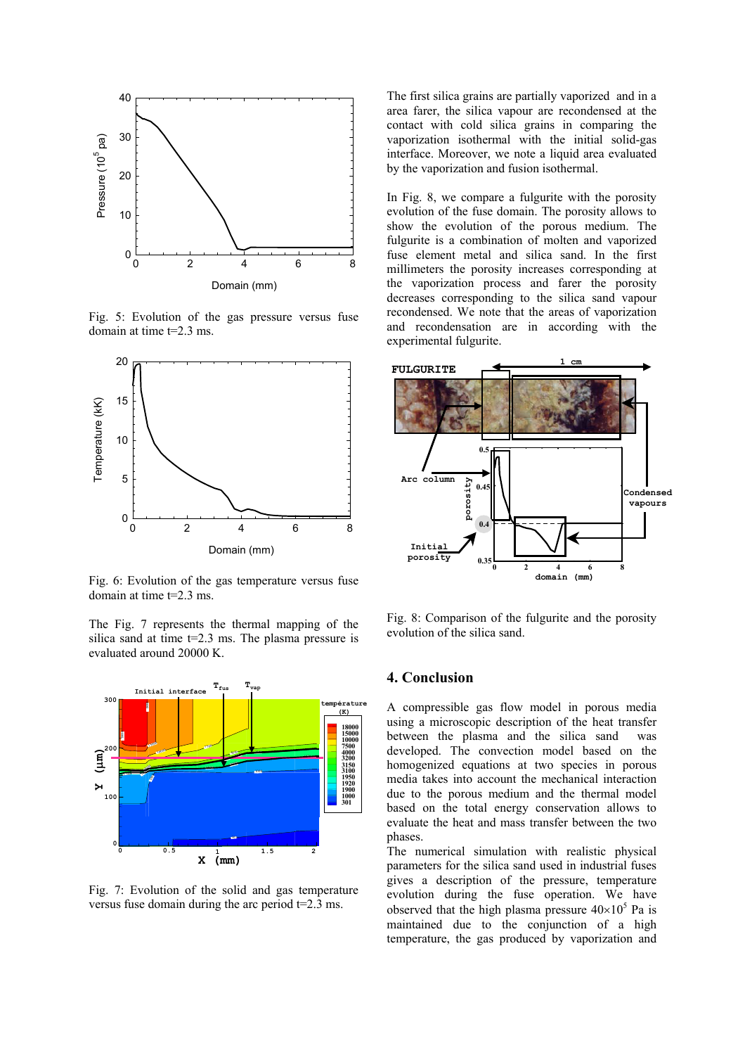Fig. 5: Evolution of the gas pressure versus fuse domain at time t=2.3 ms.

Fig. 6: Evolution of the gas temperature versus fuse domain at time t=2.3 ms.

The Fig. 7 represents the thermal mapping of the silica sand at time t=2.3 ms. The plasma pressure is evaluated around 20000 K.

Fig. 7: Evolution of the solid and gas temperature versus fuse domain during the arc period t=2.3 ms.

The first silica grains are partially vaporized and in a area farer, the silica vapour are recondensed at the contact with cold silica grains in comparing the vaporization isothermal with the initial solid-gas interface. Moreover, we note a liquid area evaluated by the vaporization and fusion isothermal.

In Fig. 8, we compare a fulgurite with the porosity evolution of the fuse domain. The porosity allows to show the evolution of the porous medium. The fulgurite is a combination of molten and vaporized fuse element metal and silica sand. In the first millimeters the porosity increases corresponding at the vaporization process and farer the porosity decreases corresponding to the silica sand vapour recondensed. We note that the areas of vaporization and recondensation are in according with the experimental fulgurite.

Fig. 8: Comparison of the fulgurite and the porosity evolution of the silica sand.

## 4. Conclusion

A compressible gas flow model in porous media using a microscopic description of the heat transfer between the plasma and the silica sand was developed. The convection model based on the homogenized equations at two species in porous media takes into account the mechanical interaction due to the porous medium and the thermal model based on the total energy conservation allows to evaluate the heat and mass transfer between the two phases.

The numerical simulation with realistic physical parameters for the silica sand used in industrial fuses gives a description of the pressure, temperature evolution during the fuse operation. We have observed that the high plasma pressure $40\times10^5$ Pa is maintained due to the conjunction of a high temperature, the gas produced by vaporization and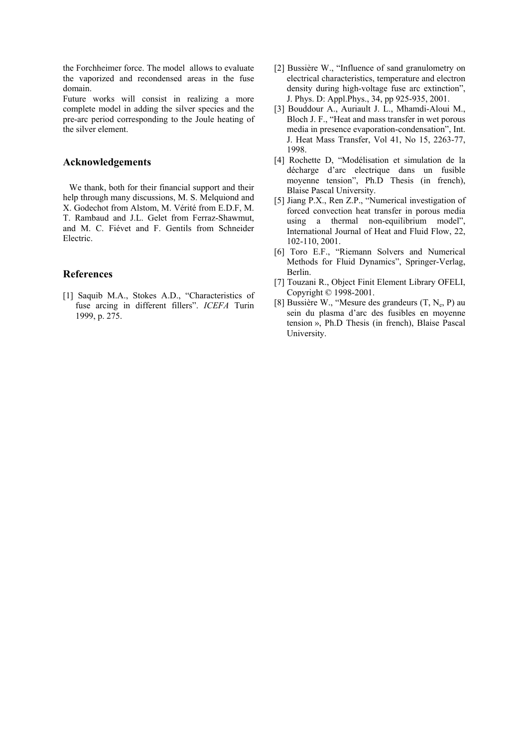the Forchheimer force. The model allows to evaluate the vaporized and recondensed areas in the fuse domain.

Future works will consist in realizing a more complete model in adding the silver species and the pre-arc period corresponding to the Joule heating of the silver element.

## Acknowledgements

We thank, both for their financial support and their help through many discussions, M. S. Melquiond and X. Godechot from Alstom, M. Vérité from E.D.F, M. T. Rambaud and J.L. Gelet from Ferraz-Shawmut, and M. C. Fiévet and F. Gentils from Schneider Electric.

## References

[1] Saquib M.A., Stokes A.D., "Characteristics of fuse arcing in different fillers". *ICEFA* Turin 1999, p. 275.

[2] Bussière W., "Influence of sand granulometry on electrical characteristics, temperature and electron density during high-voltage fuse arc extinction", J. Phys. D: Appl.Phys., 34, pp 925-935, 2001.

[3] Bouddour A., Auriault J. L., Mhamdi-Aloui M., Bloch J. F., "Heat and mass transfer in wet porous media in presence evaporation-condensation", Int. J. Heat Mass Transfer, Vol 41, No 15, 2263-77, 1998.

[4] Rochette D, "Modélisation et simulation de la décharge d'arc electrique dans un fusible moyenne tension", Ph.D Thesis (in french), Blaise Pascal University.

[5] Jiang P.X., Ren Z.P., "Numerical investigation of forced convection heat transfer in porous media using a thermal non-equilibrium model", International Journal of Heat and Fluid Flow, 22, 102-110, 2001.

[6] Toro E.F., "Riemann Solvers and Numerical Methods for Fluid Dynamics", Springer-Verlag, Berlin.

[7] Touzani R., Object Finit Element Library OFELI, Copyright © 1998-2001.

[8] Bussière W., "Mesure des grandeurs (T, $N_e$, P) au sein du plasma d'arc des fusibles en moyenne tension », Ph.D Thesis (in french), Blaise Pascal University.